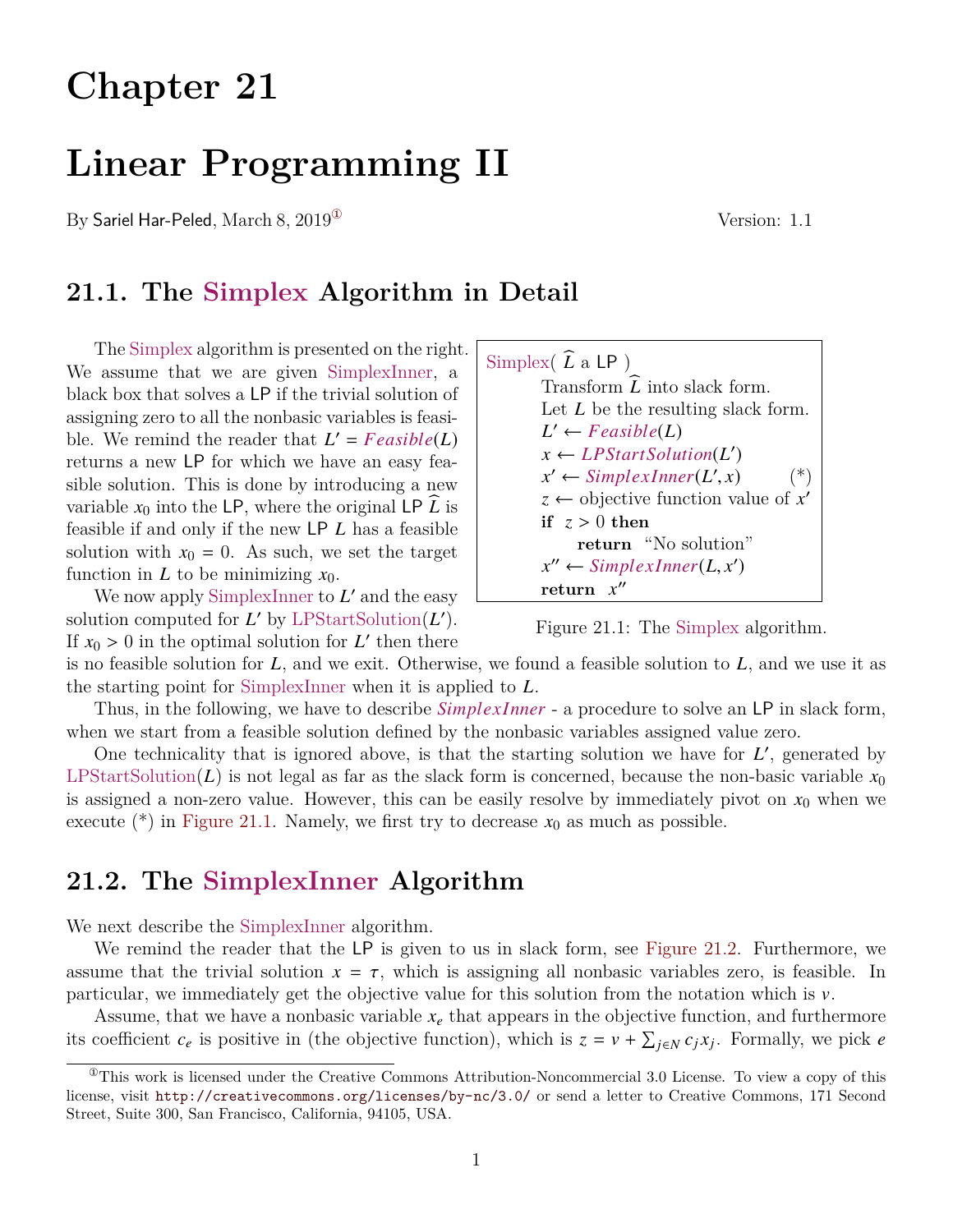# Chapter 21

# Linear Programming II

By Sariel Har-Peled, March 8, 2019[1] Version: 1.1

## 21.1. The Simplex Algorithm in Detail

The Simplex algorithm is presented on the right. We assume that we are given SimplexInner, a black box that solves a LP if the trivial solution of assigning zero to all the nonbasic variables is feasible. We remind the reader that $L' = \mathit{Feasible}(L)$ returns a new LP for which we have an easy feasible solution. This is done by introducing a new variable $x_0$ into the LP, where the original LP $\widehat{L}$ is feasible if and only if the new LP $L$ has a feasible solution with $x_0 = 0$. As such, we set the target function in $L$ to be minimizing $x_0$.

```
Simplex( L̂ a LP )
    Transform L̂ into slack form.
    Let L be the resulting slack form.
    L' ← Feasible(L)
    x ← LPStartSolution(L')
    x' ← SimplexInner(L', x)          (*)
    z ← objective function value of x'
    if z > 0 then
        return "No solution"
    x'' ← SimplexInner(L, x')
    return x''
```

Figure 21.1: The Simplex algorithm.

We now apply SimplexInner to $L'$ and the easy solution computed for $L'$ by LPStartSolution($L'$). If $x_0 > 0$ in the optimal solution for $L'$ then there is no feasible solution for $L$, and we exit. Otherwise, we found a feasible solution to $L$, and we use it as the starting point for SimplexInner when it is applied to $L$.

Thus, in the following, we have to describe ***SimplexInner*** - a procedure to solve an LP in slack form, when we start from a feasible solution defined by the nonbasic variables assigned value zero.

One technicality that is ignored above, is that the starting solution we have for $L'$, generated by LPStartSolution($L$) is not legal as far as the slack form is concerned, because the non-basic variable $x_0$ is assigned a non-zero value. However, this can be easily resolve by immediately pivot on $x_0$ when we execute (*) in Figure 21.1. Namely, we first try to decrease $x_0$ as much as possible.

## 21.2. The SimplexInner Algorithm

We next describe the SimplexInner algorithm.

We remind the reader that the LP is given to us in slack form, see Figure 21.2. Furthermore, we assume that the trivial solution $x = \tau$, which is assigning all nonbasic variables zero, is feasible. In particular, we immediately get the objective value for this solution from the notation which is $v$.

Assume, that we have a nonbasic variable $x_e$ that appears in the objective function, and furthermore its coefficient $c_e$ is positive in (the objective function), which is $z = v + \sum_{j \in N} c_j x_j$. Formally, we pick $e$

[1] This work is licensed under the Creative Commons Attribution-Noncommercial 3.0 License. To view a copy of this license, visit http://creativecommons.org/licenses/by-nc/3.0/ or send a letter to Creative Commons, 171 Second Street, Suite 300, San Francisco, California, 94105, USA.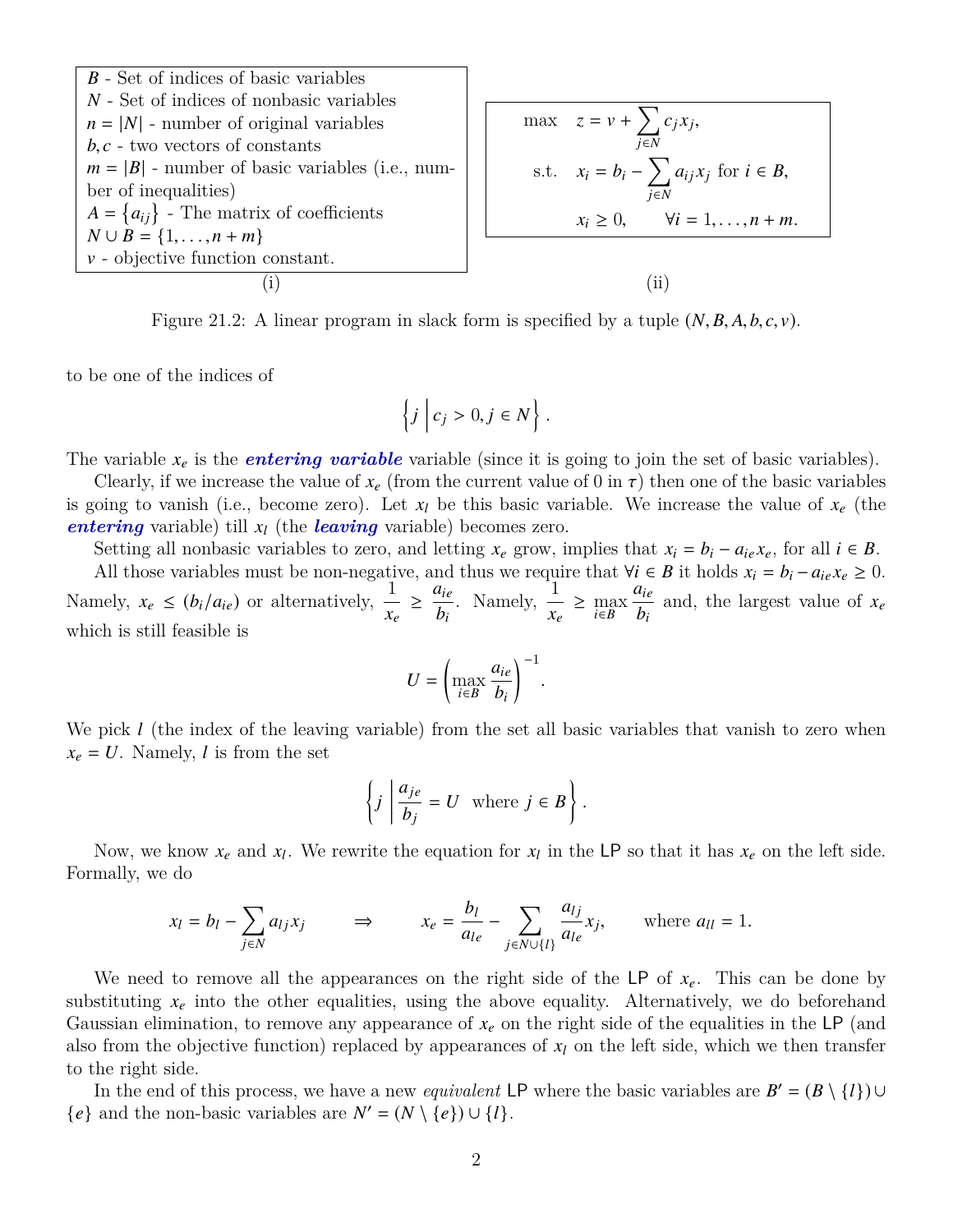$B$ - Set of indices of basic variables
$N$ - Set of indices of nonbasic variables
$n = |N|$ - number of original variables
$b, c$ - two vectors of constants
$m = |B|$ - number of basic variables (i.e., number of inequalities)
$A = \{a_{ij}\}$ - The matrix of coefficients
$N \cup B = \{1, \ldots, n+m\}$
$v$ - objective function constant.

(i)

$$
\begin{aligned}
\max \quad & z = v + \sum_{j \in N} c_j x_j, \\
\text{s.t.} \quad & x_i = b_i - \sum_{j \in N} a_{ij} x_j \text{ for } i \in B, \\
& x_i \geq 0, \qquad \forall i = 1, \ldots, n+m.
\end{aligned}
$$

(ii)

Figure 21.2: A linear program in slack form is specified by a tuple $(N, B, A, b, c, v)$.

to be one of the indices of

$$\left\{ j \;\middle|\; c_j > 0, j \in N \right\}.$$

The variable $x_e$ is the ***entering variable*** variable (since it is going to join the set of basic variables).

Clearly, if we increase the value of $x_e$ (from the current value of 0 in $\tau$) then one of the basic variables is going to vanish (i.e., become zero). Let $x_l$ be this basic variable. We increase the value of $x_e$ (the ***entering*** variable) till $x_l$ (the ***leaving*** variable) becomes zero.

Setting all nonbasic variables to zero, and letting $x_e$ grow, implies that $x_i = b_i - a_{ie} x_e$, for all $i \in B$.

All those variables must be non-negative, and thus we require that $\forall i \in B$ it holds $x_i = b_i - a_{ie} x_e \geq 0$. Namely, $x_e \leq (b_i / a_{ie})$ or alternatively, $\dfrac{1}{x_e} \geq \dfrac{a_{ie}}{b_i}$. Namely, $\dfrac{1}{x_e} \geq \max_{i \in B} \dfrac{a_{ie}}{b_i}$ and, the largest value of $x_e$ which is still feasible is

$$U = \left( \max_{i \in B} \frac{a_{ie}}{b_i} \right)^{-1}.$$

We pick $l$ (the index of the leaving variable) from the set all basic variables that vanish to zero when $x_e = U$. Namely, $l$ is from the set

$$\left\{ j \;\middle|\; \frac{a_{je}}{b_j} = U \;\text{ where } j \in B \right\}.$$

Now, we know $x_e$ and $x_l$. We rewrite the equation for $x_l$ in the LP so that it has $x_e$ on the left side. Formally, we do

$$x_l = b_l - \sum_{j \in N} a_{lj} x_j \qquad \Rightarrow \qquad x_e = \frac{b_l}{a_{le}} - \sum_{j \in N \cup \{l\}} \frac{a_{lj}}{a_{le}} x_j, \qquad \text{where } a_{ll} = 1.$$

We need to remove all the appearances on the right side of the LP of $x_e$. This can be done by substituting $x_e$ into the other equalities, using the above equality. Alternatively, we do beforehand Gaussian elimination, to remove any appearance of $x_e$ on the right side of the equalities in the LP (and also from the objective function) replaced by appearances of $x_l$ on the left side, which we then transfer to the right side.

In the end of this process, we have a new *equivalent* LP where the basic variables are $B' = (B \setminus \{l\}) \cup \{e\}$ and the non-basic variables are $N' = (N \setminus \{e\}) \cup \{l\}$.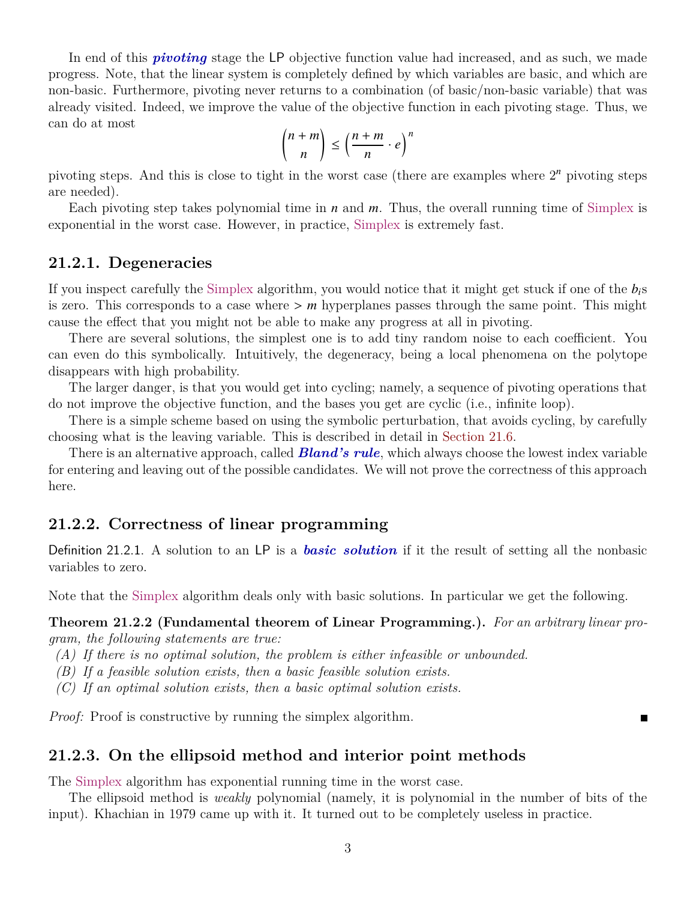In end of this ***pivoting*** stage the LP objective function value had increased, and as such, we made progress. Note, that the linear system is completely defined by which variables are basic, and which are non-basic. Furthermore, pivoting never returns to a combination (of basic/non-basic variable) that was already visited. Indeed, we improve the value of the objective function in each pivoting stage. Thus, we can do at most

$$\binom{n+m}{n} \leq \left(\frac{n+m}{n} \cdot e\right)^n$$

pivoting steps. And this is close to tight in the worst case (there are examples where $2^n$ pivoting steps are needed).

Each pivoting step takes polynomial time in $n$ and $m$. Thus, the overall running time of Simplex is exponential in the worst case. However, in practice, Simplex is extremely fast.

### 21.2.1. Degeneracies

If you inspect carefully the Simplex algorithm, you would notice that it might get stuck if one of the $b_i$s is zero. This corresponds to a case where $> m$ hyperplanes passes through the same point. This might cause the effect that you might not be able to make any progress at all in pivoting.

There are several solutions, the simplest one is to add tiny random noise to each coefficient. You can even do this symbolically. Intuitively, the degeneracy, being a local phenomena on the polytope disappears with high probability.

The larger danger, is that you would get into cycling; namely, a sequence of pivoting operations that do not improve the objective function, and the bases you get are cyclic (i.e., infinite loop).

There is a simple scheme based on using the symbolic perturbation, that avoids cycling, by carefully choosing what is the leaving variable. This is described in detail in Section 21.6.

There is an alternative approach, called ***Bland's rule***, which always choose the lowest index variable for entering and leaving out of the possible candidates. We will not prove the correctness of this approach here.

### 21.2.2. Correctness of linear programming

Definition 21.2.1. A solution to an LP is a ***basic solution*** if it the result of setting all the nonbasic variables to zero.

Note that the Simplex algorithm deals only with basic solutions. In particular we get the following.

**Theorem 21.2.2 (Fundamental theorem of Linear Programming.).** *For an arbitrary linear program, the following statements are true:*

*(A) If there is no optimal solution, the problem is either infeasible or unbounded.*
*(B) If a feasible solution exists, then a basic feasible solution exists.*
*(C) If an optimal solution exists, then a basic optimal solution exists.*

*Proof:* Proof is constructive by running the simplex algorithm. ∎

### 21.2.3. On the ellipsoid method and interior point methods

The Simplex algorithm has exponential running time in the worst case.

The ellipsoid method is *weakly* polynomial (namely, it is polynomial in the number of bits of the input). Khachian in 1979 came up with it. It turned out to be completely useless in practice.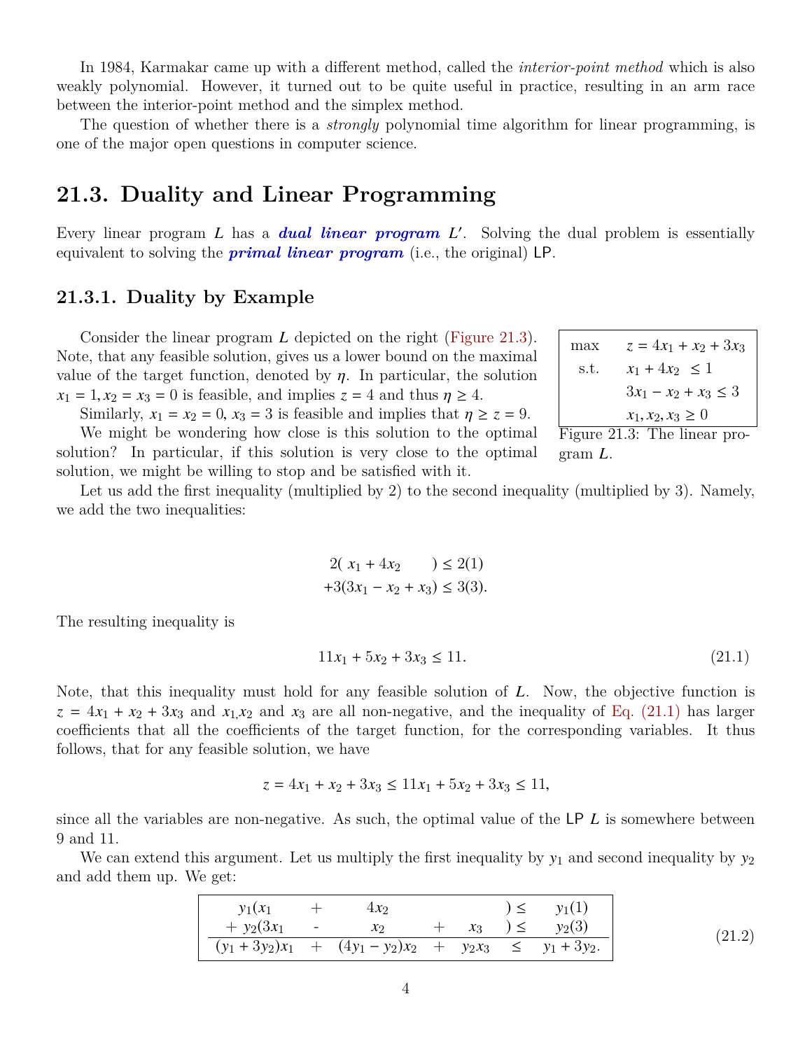In 1984, Karmakar came up with a different method, called the *interior-point method* which is also weakly polynomial. However, it turned out to be quite useful in practice, resulting in an arm race between the interior-point method and the simplex method.

The question of whether there is a *strongly* polynomial time algorithm for linear programming, is one of the major open questions in computer science.

## 21.3. Duality and Linear Programming

Every linear program $L$ has a ***dual linear program*** $L'$. Solving the dual problem is essentially equivalent to solving the ***primal linear program*** (i.e., the original) LP.

### 21.3.1. Duality by Example

Consider the linear program $L$ depicted on the right (Figure 21.3). Note, that any feasible solution, gives us a lower bound on the maximal value of the target function, denoted by $\eta$. In particular, the solution $x_1 = 1, x_2 = x_3 = 0$ is feasible, and implies $z = 4$ and thus $\eta \geq 4$.

$$
\begin{array}{ll}
\max & z = 4x_1 + x_2 + 3x_3 \\
\text{s.t.} & x_1 + 4x_2 \leq 1 \\
& 3x_1 - x_2 + x_3 \leq 3 \\
& x_1, x_2, x_3 \geq 0
\end{array}
$$

Figure 21.3: The linear program $L$.

Similarly, $x_1 = x_2 = 0$, $x_3 = 3$ is feasible and implies that $\eta \geq z = 9$.

We might be wondering how close is this solution to the optimal solution? In particular, if this solution is very close to the optimal solution, we might be willing to stop and be satisfied with it.

Let us add the first inequality (multiplied by 2) to the second inequality (multiplied by 3). Namely, we add the two inequalities:

$$
\begin{array}{r}
2(\ x_1 + 4x_2 \qquad) \leq 2(1) \\
+3(3x_1 - x_2 + x_3) \leq 3(3).
\end{array}
$$

The resulting inequality is

$$
11x_1 + 5x_2 + 3x_3 \leq 11. \tag{21.1}
$$

Note, that this inequality must hold for any feasible solution of $L$. Now, the objective function is $z = 4x_1 + x_2 + 3x_3$ and $x_1$,$x_2$ and $x_3$ are all non-negative, and the inequality of Eq. (21.1) has larger coefficients that all the coefficients of the target function, for the corresponding variables. It thus follows, that for any feasible solution, we have

$$
z = 4x_1 + x_2 + 3x_3 \leq 11x_1 + 5x_2 + 3x_3 \leq 11,
$$

since all the variables are non-negative. As such, the optimal value of the LP $L$ is somewhere between 9 and 11.

We can extend this argument. Let us multiply the first inequality by $y_1$ and second inequality by $y_2$ and add them up. We get:

$$
\begin{array}{ccccccc}
y_1(x_1 & + & 4x_2 & & & ) \leq & y_1(1) \\
+\ y_2(3x_1 & - & x_2 & + & x_3 & ) \leq & y_2(3) \\
\hline
(y_1 + 3y_2)x_1 & + & (4y_1 - y_2)x_2 & + & y_2 x_3 & \leq & y_1 + 3y_2.
\end{array} \tag{21.2}
$$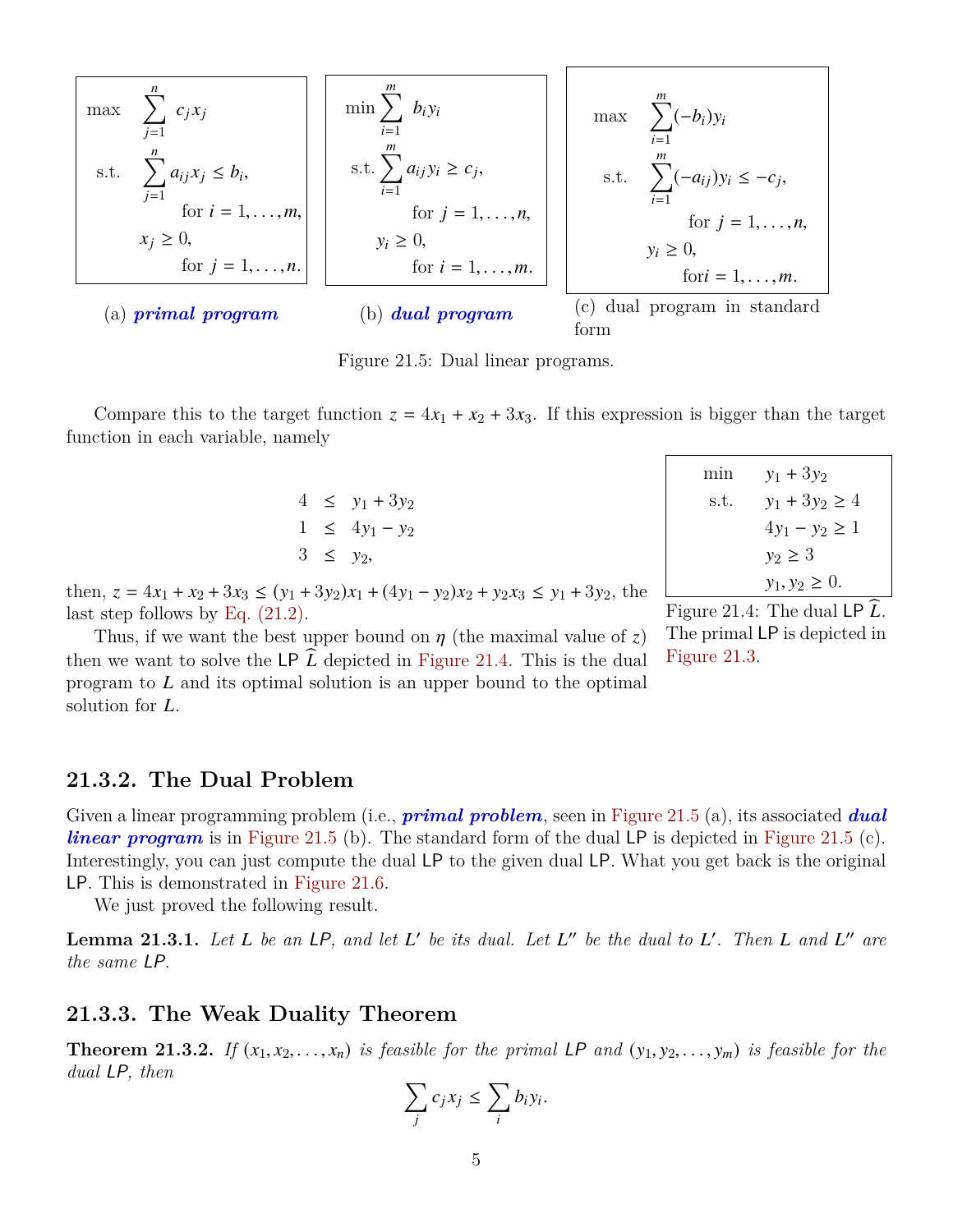$$\begin{array}{ll} \max & \displaystyle\sum_{j=1}^{n} c_j x_j \\ \text{s.t.} & \displaystyle\sum_{j=1}^{n} a_{ij} x_j \leq b_i, \\ & \qquad \text{for } i = 1, \ldots, m, \\ & x_j \geq 0, \\ & \qquad \text{for } j = 1, \ldots, n. \end{array}$$

(a) ***primal program***

$$\begin{array}{ll} \min & \displaystyle\sum_{i=1}^{m} b_i y_i \\ \text{s.t.} & \displaystyle\sum_{i=1}^{m} a_{ij} y_i \geq c_j, \\ & \qquad \text{for } j = 1, \ldots, n, \\ & y_i \geq 0, \\ & \qquad \text{for } i = 1, \ldots, m. \end{array}$$

(b) ***dual program***

$$\begin{array}{ll} \max & \displaystyle\sum_{i=1}^{m} (-b_i) y_i \\ \text{s.t.} & \displaystyle\sum_{i=1}^{m} (-a_{ij}) y_i \leq -c_j, \\ & \qquad \text{for } j = 1, \ldots, n, \\ & y_i \geq 0, \\ & \qquad \text{for} i = 1, \ldots, m. \end{array}$$

(c) dual program in standard form

Figure 21.5: Dual linear programs.

Compare this to the target function $z = 4x_1 + x_2 + 3x_3$. If this expression is bigger than the target function in each variable, namely

$$\begin{array}{rcl} 4 & \leq & y_1 + 3y_2 \\ 1 & \leq & 4y_1 - y_2 \\ 3 & \leq & y_2, \end{array}$$

then, $z = 4x_1 + x_2 + 3x_3 \leq (y_1 + 3y_2)x_1 + (4y_1 - y_2)x_2 + y_2 x_3 \leq y_1 + 3y_2$, the last step follows by Eq. (21.2).

Thus, if we want the best upper bound on $\eta$ (the maximal value of $z$) then we want to solve the LP $\widehat{L}$ depicted in Figure 21.4. This is the dual program to $L$ and its optimal solution is an upper bound to the optimal solution for $L$.

$$\begin{array}{ll} \min & y_1 + 3y_2 \\ \text{s.t.} & y_1 + 3y_2 \geq 4 \\ & 4y_1 - y_2 \geq 1 \\ & y_2 \geq 3 \\ & y_1, y_2 \geq 0. \end{array}$$

Figure 21.4: The dual LP $\widehat{L}$. The primal LP is depicted in Figure 21.3.

### 21.3.2. The Dual Problem

Given a linear programming problem (i.e., ***primal problem***, seen in Figure 21.5 (a), its associated ***dual linear program*** is in Figure 21.5 (b). The standard form of the dual LP is depicted in Figure 21.5 (c). Interestingly, you can just compute the dual LP to the given dual LP. What you get back is the original LP. This is demonstrated in Figure 21.6.

We just proved the following result.

**Lemma 21.3.1.** *Let $L$ be an LP, and let $L'$ be its dual. Let $L''$ be the dual to $L'$. Then $L$ and $L''$ are the same LP.*

### 21.3.3. The Weak Duality Theorem

**Theorem 21.3.2.** *If $(x_1, x_2, \ldots, x_n)$ is feasible for the primal LP and $(y_1, y_2, \ldots, y_m)$ is feasible for the dual LP, then*

$$\sum_j c_j x_j \leq \sum_i b_i y_i.$$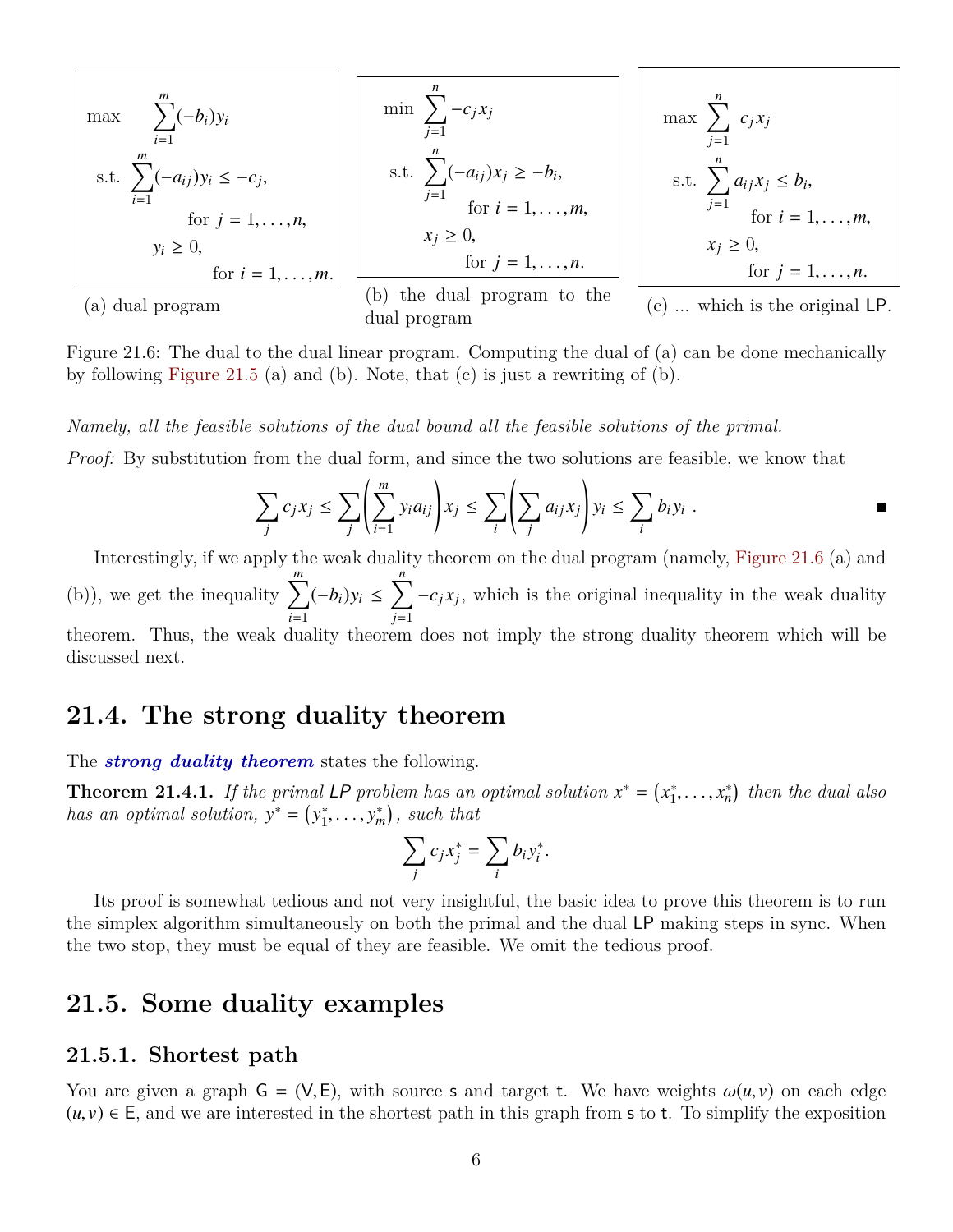**(a) dual program**

$$
\begin{aligned}
\max \quad & \sum_{i=1}^{m} (-b_i) y_i \\
\text{s.t.} \quad & \sum_{i=1}^{m} (-a_{ij}) y_i \leq -c_j, \\
& \qquad \text{for } j = 1, \ldots, n, \\
& y_i \geq 0, \\
& \qquad \text{for } i = 1, \ldots, m.
\end{aligned}
$$

**(b) the dual program to the dual program**

$$
\begin{aligned}
\min \quad & \sum_{j=1}^{n} -c_j x_j \\
\text{s.t.} \quad & \sum_{j=1}^{n} (-a_{ij}) x_j \geq -b_i, \\
& \qquad \text{for } i = 1, \ldots, m, \\
& x_j \geq 0, \\
& \qquad \text{for } j = 1, \ldots, n.
\end{aligned}
$$

**(c) ... which is the original LP.**

$$
\begin{aligned}
\max \quad & \sum_{j=1}^{n} c_j x_j \\
\text{s.t.} \quad & \sum_{j=1}^{n} a_{ij} x_j \leq b_i, \\
& \qquad \text{for } i = 1, \ldots, m, \\
& x_j \geq 0, \\
& \qquad \text{for } j = 1, \ldots, n.
\end{aligned}
$$

Figure 21.6: The dual to the dual linear program. Computing the dual of (a) can be done mechanically by following Figure 21.5 (a) and (b). Note, that (c) is just a rewriting of (b).

*Namely, all the feasible solutions of the dual bound all the feasible solutions of the primal.*

*Proof:* By substitution from the dual form, and since the two solutions are feasible, we know that

$$
\sum_j c_j x_j \leq \sum_j \left( \sum_{i=1}^{m} y_i a_{ij} \right) x_j \leq \sum_i \left( \sum_j a_{ij} x_j \right) y_i \leq \sum_i b_i y_i .
$$

■

Interestingly, if we apply the weak duality theorem on the dual program (namely, Figure 21.6 (a) and (b)), we get the inequality $\sum_{i=1}^{m} (-b_i) y_i \leq \sum_{j=1}^{n} -c_j x_j$, which is the original inequality in the weak duality theorem. Thus, the weak duality theorem does not imply the strong duality theorem which will be discussed next.

## 21.4. The strong duality theorem

The ***strong duality theorem*** states the following.

**Theorem 21.4.1.** *If the primal LP problem has an optimal solution $x^* = (x_1^*, \ldots, x_n^*)$ then the dual also has an optimal solution, $y^* = (y_1^*, \ldots, y_m^*)$, such that*

$$
\sum_j c_j x_j^* = \sum_i b_i y_i^*.
$$

Its proof is somewhat tedious and not very insightful, the basic idea to prove this theorem is to run the simplex algorithm simultaneously on both the primal and the dual LP making steps in sync. When the two stop, they must be equal of they are feasible. We omit the tedious proof.

## 21.5. Some duality examples

### 21.5.1. Shortest path

You are given a graph $G = (V, E)$, with source s and target t. We have weights $\omega(u, v)$ on each edge $(u, v) \in E$, and we are interested in the shortest path in this graph from s to t. To simplify the exposition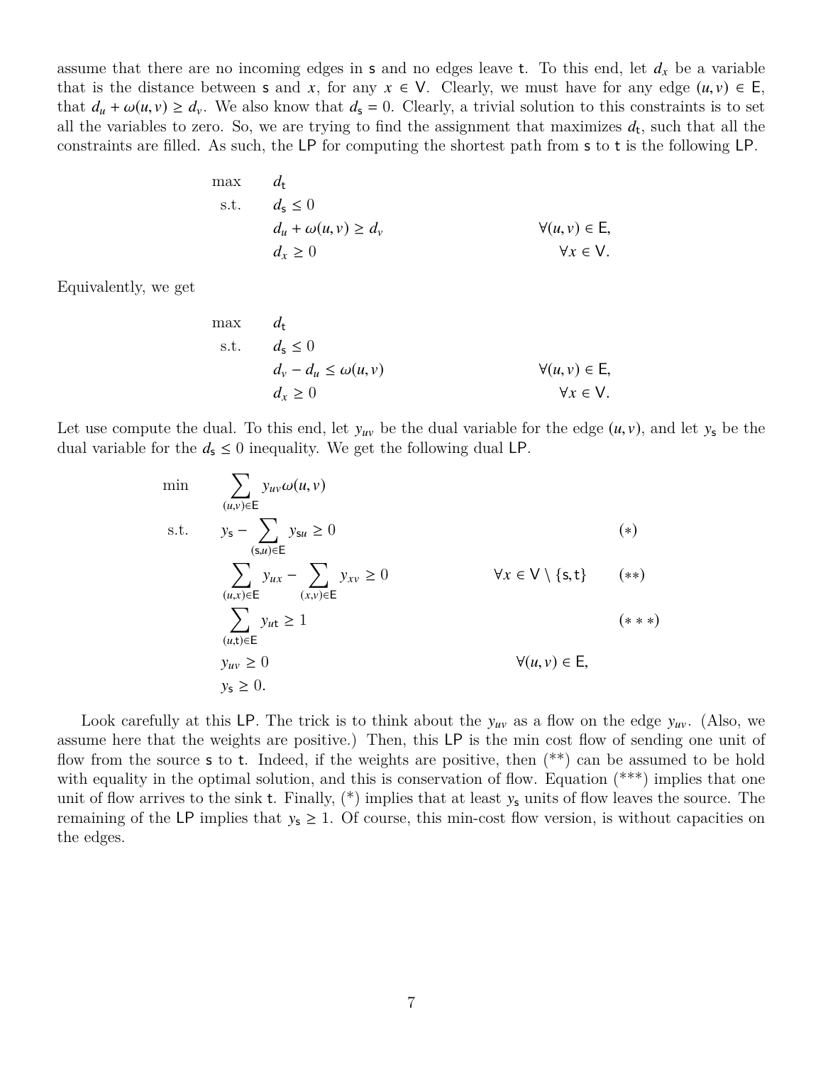assume that there are no incoming edges in $\mathsf{s}$ and no edges leave $\mathsf{t}$. To this end, let $d_x$ be a variable that is the distance between $\mathsf{s}$ and $x$, for any $x \in \mathsf{V}$. Clearly, we must have for any edge $(u, v) \in \mathsf{E}$, that $d_u + \omega(u, v) \geq d_v$. We also know that $d_{\mathsf{s}} = 0$. Clearly, a trivial solution to this constraints is to set all the variables to zero. So, we are trying to find the assignment that maximizes $d_{\mathsf{t}}$, such that all the constraints are filled. As such, the LP for computing the shortest path from $\mathsf{s}$ to $\mathsf{t}$ is the following LP.

$$
\begin{aligned}
\max \quad & d_{\mathsf{t}} \\
\text{s.t.} \quad & d_{\mathsf{s}} \leq 0 \\
& d_u + \omega(u, v) \geq d_v & \forall (u, v) \in \mathsf{E}, \\
& d_x \geq 0 & \forall x \in \mathsf{V}.
\end{aligned}
$$

Equivalently, we get

$$
\begin{aligned}
\max \quad & d_{\mathsf{t}} \\
\text{s.t.} \quad & d_{\mathsf{s}} \leq 0 \\
& d_v - d_u \leq \omega(u, v) & \forall (u, v) \in \mathsf{E}, \\
& d_x \geq 0 & \forall x \in \mathsf{V}.
\end{aligned}
$$

Let use compute the dual. To this end, let $y_{uv}$ be the dual variable for the edge $(u, v)$, and let $y_{\mathsf{s}}$ be the dual variable for the $d_{\mathsf{s}} \leq 0$ inequality. We get the following dual LP.

$$
\begin{aligned}
\min \quad & \sum_{(u,v) \in \mathsf{E}} y_{uv} \omega(u, v) \\
\text{s.t.} \quad & y_{\mathsf{s}} - \sum_{(\mathsf{s},u) \in \mathsf{E}} y_{\mathsf{s}u} \geq 0 & & (*) \\
& \sum_{(u,x) \in \mathsf{E}} y_{ux} - \sum_{(x,v) \in \mathsf{E}} y_{xv} \geq 0 & \forall x \in \mathsf{V} \setminus \{\mathsf{s}, \mathsf{t}\} \quad & (**) \\
& \sum_{(u,\mathsf{t}) \in \mathsf{E}} y_{u\mathsf{t}} \geq 1 & & (***) \\
& y_{uv} \geq 0 & \forall (u, v) \in \mathsf{E}, \\
& y_{\mathsf{s}} \geq 0.
\end{aligned}
$$

Look carefully at this LP. The trick is to think about the $y_{uv}$ as a flow on the edge $y_{uv}$. (Also, we assume here that the weights are positive.) Then, this LP is the min cost flow of sending one unit of flow from the source $\mathsf{s}$ to $\mathsf{t}$. Indeed, if the weights are positive, then (\*\*) can be assumed to be hold with equality in the optimal solution, and this is conservation of flow. Equation (\*\*\*) implies that one unit of flow arrives to the sink $\mathsf{t}$. Finally, (\*) implies that at least $y_{\mathsf{s}}$ units of flow leaves the source. The remaining of the LP implies that $y_{\mathsf{s}} \geq 1$. Of course, this min-cost flow version, is without capacities on the edges.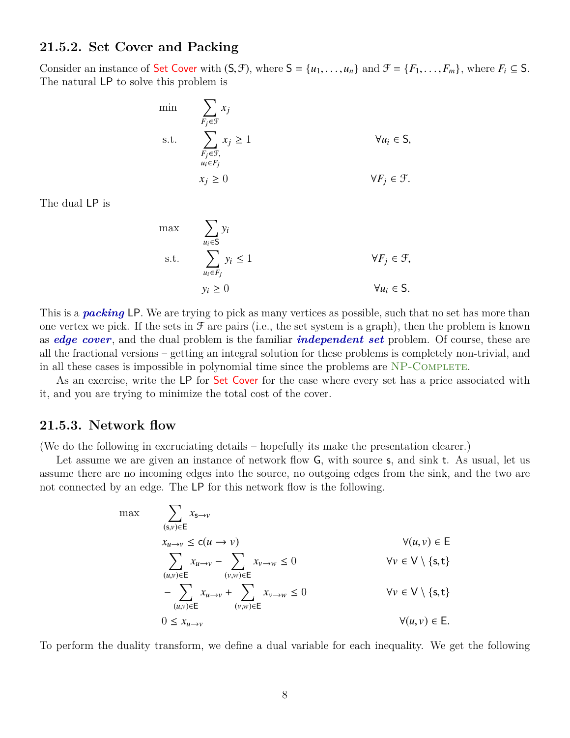### 21.5.2. Set Cover and Packing

Consider an instance of Set Cover with $(\mathsf{S}, \mathcal{F})$, where $\mathsf{S} = \{u_1, \ldots, u_n\}$ and $\mathcal{F} = \{F_1, \ldots, F_m\}$, where $F_i \subseteq \mathsf{S}$. The natural LP to solve this problem is

$$
\begin{aligned}
\min \quad & \sum_{F_j \in \mathcal{F}} x_j \\
\text{s.t.} \quad & \sum_{\substack{F_j \in \mathcal{F}, \\ u_i \in F_j}} x_j \geq 1 & \forall u_i \in \mathsf{S}, \\
& x_j \geq 0 & \forall F_j \in \mathcal{F}.
\end{aligned}
$$

The dual LP is

$$
\begin{aligned}
\max \quad & \sum_{u_i \in \mathsf{S}} y_i \\
\text{s.t.} \quad & \sum_{u_i \in F_j} y_i \leq 1 & \forall F_j \in \mathcal{F}, \\
& y_i \geq 0 & \forall u_i \in \mathsf{S}.
\end{aligned}
$$

This is a ***packing*** LP. We are trying to pick as many vertices as possible, such that no set has more than one vertex we pick. If the sets in $\mathcal{F}$ are pairs (i.e., the set system is a graph), then the problem is known as ***edge cover***, and the dual problem is the familiar ***independent set*** problem. Of course, these are all the fractional versions – getting an integral solution for these problems is completely non-trivial, and in all these cases is impossible in polynomial time since the problems are NP-Complete.

As an exercise, write the LP for Set Cover for the case where every set has a price associated with it, and you are trying to minimize the total cost of the cover.

### 21.5.3. Network flow

(We do the following in excruciating details – hopefully its make the presentation clearer.)

Let assume we are given an instance of network flow $\mathsf{G}$, with source $\mathsf{s}$, and sink $\mathsf{t}$. As usual, let us assume there are no incoming edges into the source, no outgoing edges from the sink, and the two are not connected by an edge. The LP for this network flow is the following.

$$
\begin{aligned}
\max \quad & \sum_{(\mathsf{s}, v) \in \mathsf{E}} x_{\mathsf{s} \to v} \\
& x_{u \to v} \leq \mathsf{c}(u \to v) & \forall (u, v) \in \mathsf{E} \\
& \sum_{(u,v) \in \mathsf{E}} x_{u \to v} - \sum_{(v,w) \in \mathsf{E}} x_{v \to w} \leq 0 & \forall v \in \mathsf{V} \setminus \{\mathsf{s}, \mathsf{t}\} \\
& - \sum_{(u,v) \in \mathsf{E}} x_{u \to v} + \sum_{(v,w) \in \mathsf{E}} x_{v \to w} \leq 0 & \forall v \in \mathsf{V} \setminus \{\mathsf{s}, \mathsf{t}\} \\
& 0 \leq x_{u \to v} & \forall (u, v) \in \mathsf{E}.
\end{aligned}
$$

To perform the duality transform, we define a dual variable for each inequality. We get the following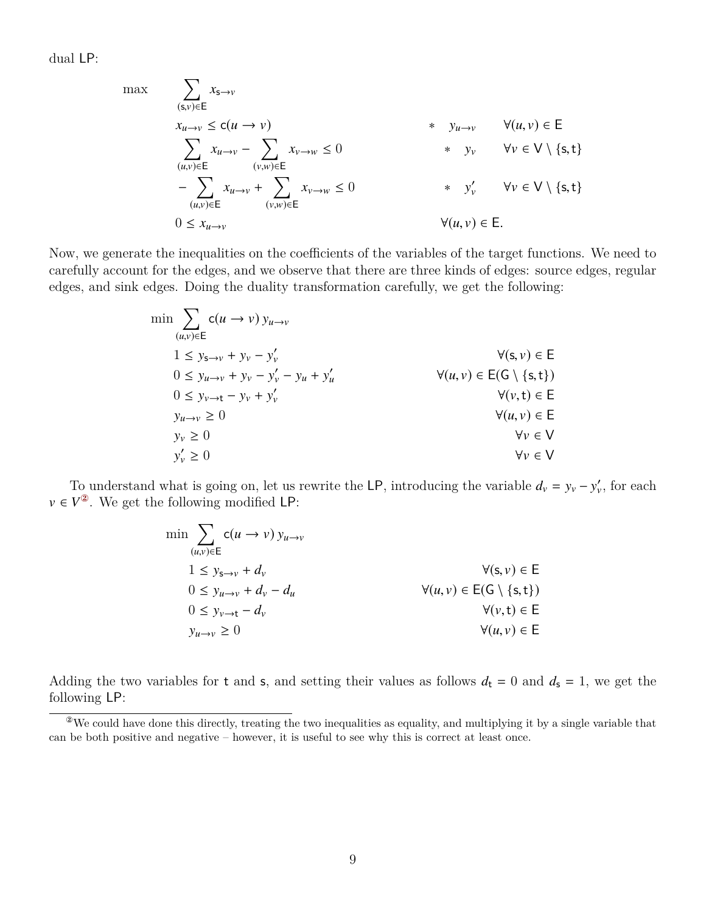dual LP:

$$
\begin{array}{lll}
\max & \displaystyle\sum_{(\mathsf{s},v)\in\mathsf{E}} x_{\mathsf{s}\to v} & \\
& x_{u\to v} \leq \mathsf{c}(u \to v) & * \quad y_{u\to v} \qquad \forall (u,v) \in \mathsf{E} \\
& \displaystyle\sum_{(u,v)\in\mathsf{E}} x_{u\to v} - \sum_{(v,w)\in\mathsf{E}} x_{v\to w} \leq 0 & * \quad y_v \qquad \forall v \in \mathsf{V} \setminus \{\mathsf{s},\mathsf{t}\} \\
& \displaystyle -\sum_{(u,v)\in\mathsf{E}} x_{u\to v} + \sum_{(v,w)\in\mathsf{E}} x_{v\to w} \leq 0 & * \quad y'_v \qquad \forall v \in \mathsf{V} \setminus \{\mathsf{s},\mathsf{t}\} \\
& 0 \leq x_{u\to v} & \forall (u,v) \in \mathsf{E}.
\end{array}
$$

Now, we generate the inequalities on the coefficients of the variables of the target functions. We need to carefully account for the edges, and we observe that there are three kinds of edges: source edges, regular edges, and sink edges. Doing the duality transformation carefully, we get the following:

$$
\begin{array}{ll}
\min \displaystyle\sum_{(u,v)\in\mathsf{E}} \mathsf{c}(u \to v)\, y_{u\to v} & \\
1 \leq y_{\mathsf{s}\to v} + y_v - y'_v & \forall (\mathsf{s},v) \in \mathsf{E} \\
0 \leq y_{u\to v} + y_v - y'_v - y_u + y'_u & \forall (u,v) \in \mathsf{E}(\mathsf{G} \setminus \{\mathsf{s},\mathsf{t}\}) \\
0 \leq y_{v\to\mathsf{t}} - y_v + y'_v & \forall (v,\mathsf{t}) \in \mathsf{E} \\
y_{u\to v} \geq 0 & \forall (u,v) \in \mathsf{E} \\
y_v \geq 0 & \forall v \in \mathsf{V} \\
y'_v \geq 0 & \forall v \in \mathsf{V}
\end{array}
$$

To understand what is going on, let us rewrite the LP, introducing the variable $d_v = y_v - y'_v$, for each $v \in V$[2]. We get the following modified LP:

$$
\begin{array}{ll}
\min \displaystyle\sum_{(u,v)\in\mathsf{E}} \mathsf{c}(u \to v)\, y_{u\to v} & \\
1 \leq y_{\mathsf{s}\to v} + d_v & \forall (\mathsf{s},v) \in \mathsf{E} \\
0 \leq y_{u\to v} + d_v - d_u & \forall (u,v) \in \mathsf{E}(\mathsf{G} \setminus \{\mathsf{s},\mathsf{t}\}) \\
0 \leq y_{v\to\mathsf{t}} - d_v & \forall (v,\mathsf{t}) \in \mathsf{E} \\
y_{u\to v} \geq 0 & \forall (u,v) \in \mathsf{E}
\end{array}
$$

Adding the two variables for $\mathsf{t}$ and $\mathsf{s}$, and setting their values as follows $d_{\mathsf{t}} = 0$ and $d_{\mathsf{s}} = 1$, we get the following LP:

---

[2] We could have done this directly, treating the two inequalities as equality, and multiplying it by a single variable that can be both positive and negative – however, it is useful to see why this is correct at least once.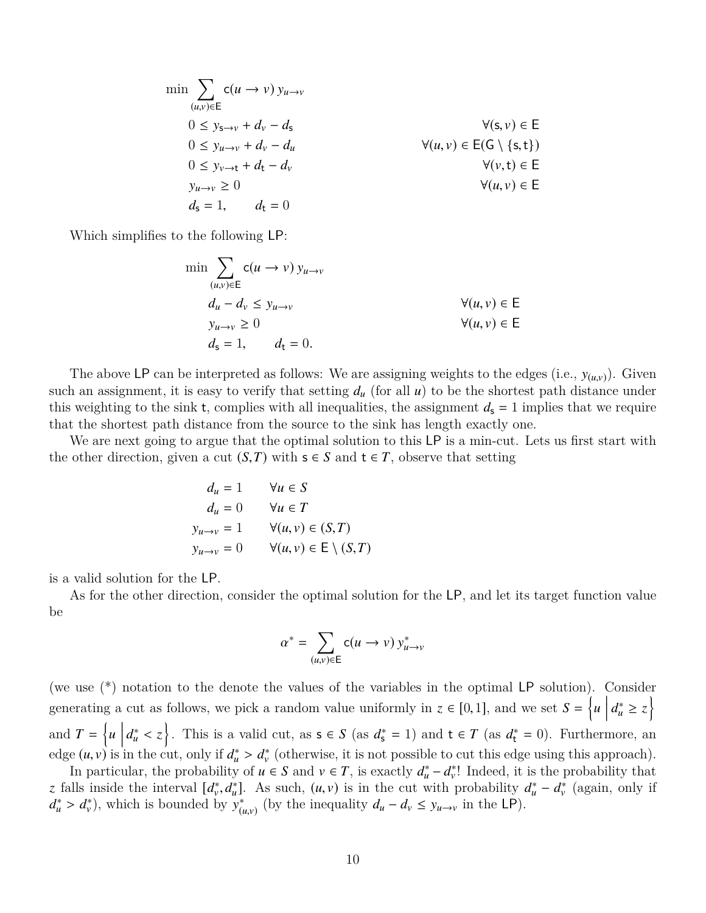$$
\begin{aligned}
\min \sum_{(u,v)\in \mathsf{E}} & \mathsf{c}(u \rightarrow v)\, y_{u\rightarrow v} & \\
0 \leq\; & y_{\mathsf{s}\rightarrow v} + d_v - d_{\mathsf{s}} & \forall (\mathsf{s}, v) \in \mathsf{E}\\
0 \leq\; & y_{u\rightarrow v} + d_v - d_u & \forall (u,v) \in \mathsf{E}(\mathsf{G} \setminus \{\mathsf{s},\mathsf{t}\})\\
0 \leq\; & y_{v\rightarrow \mathsf{t}} + d_{\mathsf{t}} - d_v & \forall (v, \mathsf{t}) \in \mathsf{E}\\
& y_{u\rightarrow v} \geq 0 & \forall (u,v) \in \mathsf{E}\\
& d_{\mathsf{s}} = 1, \qquad d_{\mathsf{t}} = 0 &
\end{aligned}
$$

Which simplifies to the following LP:

$$
\begin{aligned}
\min \sum_{(u,v)\in \mathsf{E}} & \mathsf{c}(u \rightarrow v)\, y_{u\rightarrow v} & \\
& d_u - d_v \leq y_{u\rightarrow v} & \forall (u,v) \in \mathsf{E}\\
& y_{u\rightarrow v} \geq 0 & \forall (u,v) \in \mathsf{E}\\
& d_{\mathsf{s}} = 1, \qquad d_{\mathsf{t}} = 0. &
\end{aligned}
$$

The above LP can be interpreted as follows: We are assigning weights to the edges (i.e., $y_{(u,v)}$). Given such an assignment, it is easy to verify that setting $d_u$ (for all $u$) to be the shortest path distance under this weighting to the sink $\mathsf{t}$, complies with all inequalities, the assignment $d_{\mathsf{s}} = 1$ implies that we require that the shortest path distance from the source to the sink has length exactly one.

We are next going to argue that the optimal solution to this LP is a min-cut. Lets us first start with the other direction, given a cut $(S, T)$ with $\mathsf{s} \in S$ and $\mathsf{t} \in T$, observe that setting

$$
\begin{aligned}
d_u &= 1 & \forall u \in S\\
d_u &= 0 & \forall u \in T\\
y_{u\rightarrow v} &= 1 & \forall (u,v) \in (S,T)\\
y_{u\rightarrow v} &= 0 & \forall (u,v) \in \mathsf{E} \setminus (S,T)
\end{aligned}
$$

is a valid solution for the LP.

As for the other direction, consider the optimal solution for the LP, and let its target function value be

$$
\alpha^* = \sum_{(u,v)\in \mathsf{E}} \mathsf{c}(u \rightarrow v)\, y^*_{u\rightarrow v}
$$

(we use (*) notation to the denote the values of the variables in the optimal LP solution). Consider generating a cut as follows, we pick a random value uniformly in $z \in [0,1]$, and we set $S = \left\{ u \,\middle|\, d^*_u \geq z \right\}$ and $T = \left\{ u \,\middle|\, d^*_u < z \right\}$. This is a valid cut, as $\mathsf{s} \in S$ (as $d^*_{\mathsf{s}} = 1$) and $\mathsf{t} \in T$ (as $d^*_{\mathsf{t}} = 0$). Furthermore, an edge $(u, v)$ is in the cut, only if $d^*_u > d^*_v$ (otherwise, it is not possible to cut this edge using this approach).

In particular, the probability of $u \in S$ and $v \in T$, is exactly $d^*_u - d^*_v$! Indeed, it is the probability that $z$ falls inside the interval $[d^*_v, d^*_u]$. As such, $(u, v)$ is in the cut with probability $d^*_u - d^*_v$ (again, only if $d^*_u > d^*_v$), which is bounded by $y^*_{(u,v)}$ (by the inequality $d_u - d_v \leq y_{u\rightarrow v}$ in the LP).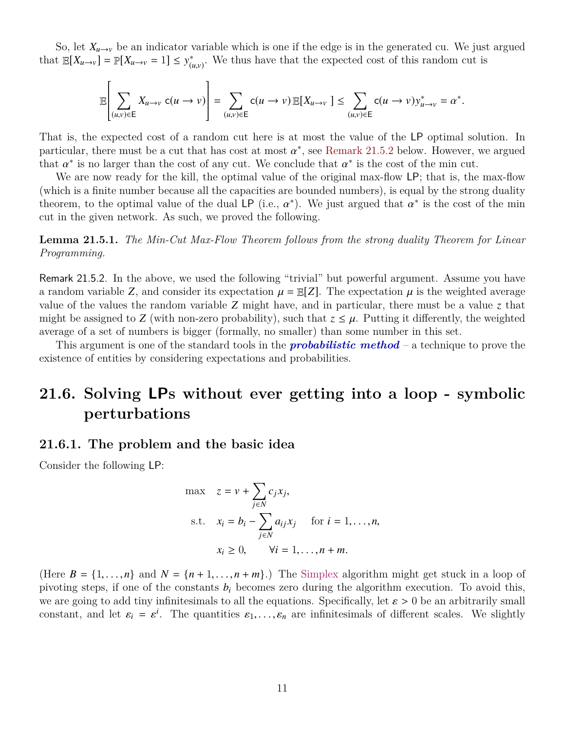So, let $X_{u \to v}$ be an indicator variable which is one if the edge is in the generated cu. We just argued that $\mathbb{E}[X_{u\to v}] = \mathbb{P}[X_{u \to v} = 1] \leq y^*_{(u,v)}$. We thus have that the expected cost of this random cut is

$$\mathbb{E}\left[\sum_{(u,v)\in \mathsf{E}} X_{u\to v}\, \mathsf{c}(u \to v)\right] = \sum_{(u,v)\in \mathsf{E}} \mathsf{c}(u \to v)\, \mathbb{E}[X_{u\to v}\ ] \leq \sum_{(u,v)\in \mathsf{E}} \mathsf{c}(u \to v) y^*_{u\to v} = \alpha^*.$$

That is, the expected cost of a random cut here is at most the value of the LP optimal solution. In particular, there must be a cut that has cost at most $\alpha^*$, see Remark 21.5.2 below. However, we argued that $\alpha^*$ is no larger than the cost of any cut. We conclude that $\alpha^*$ is the cost of the min cut.

We are now ready for the kill, the optimal value of the original max-flow LP; that is, the max-flow (which is a finite number because all the capacities are bounded numbers), is equal by the strong duality theorem, to the optimal value of the dual LP (i.e., $\alpha^*$). We just argued that $\alpha^*$ is the cost of the min cut in the given network. As such, we proved the following.

**Lemma 21.5.1.** *The Min-Cut Max-Flow Theorem follows from the strong duality Theorem for Linear Programming.*

Remark 21.5.2. In the above, we used the following "trivial" but powerful argument. Assume you have a random variable $Z$, and consider its expectation $\mu = \mathbb{E}[Z]$. The expectation $\mu$ is the weighted average value of the values the random variable $Z$ might have, and in particular, there must be a value $z$ that might be assigned to $Z$ (with non-zero probability), such that $z \leq \mu$. Putting it differently, the weighted average of a set of numbers is bigger (formally, no smaller) than some number in this set.

This argument is one of the standard tools in the ***probabilistic method*** – a technique to prove the existence of entities by considering expectations and probabilities.

## 21.6. Solving LPs without ever getting into a loop - symbolic perturbations

### 21.6.1. The problem and the basic idea

Consider the following LP:

$$\begin{aligned}
\max \quad & z = v + \sum_{j\in N} c_j x_j, \\
\text{s.t.} \quad & x_i = b_i - \sum_{j\in N} a_{ij} x_j \quad \text{for } i = 1, \ldots, n, \\
& x_i \geq 0, \qquad \forall i = 1, \ldots, n + m.
\end{aligned}$$

(Here $B = \{1, \ldots, n\}$ and $N = \{n + 1, \ldots, n + m\}$.) The Simplex algorithm might get stuck in a loop of pivoting steps, if one of the constants $b_i$ becomes zero during the algorithm execution. To avoid this, we are going to add tiny infinitesimals to all the equations. Specifically, let $\varepsilon > 0$ be an arbitrarily small constant, and let $\varepsilon_i = \varepsilon^i$. The quantities $\varepsilon_1, \ldots, \varepsilon_n$ are infinitesimals of different scales. We slightly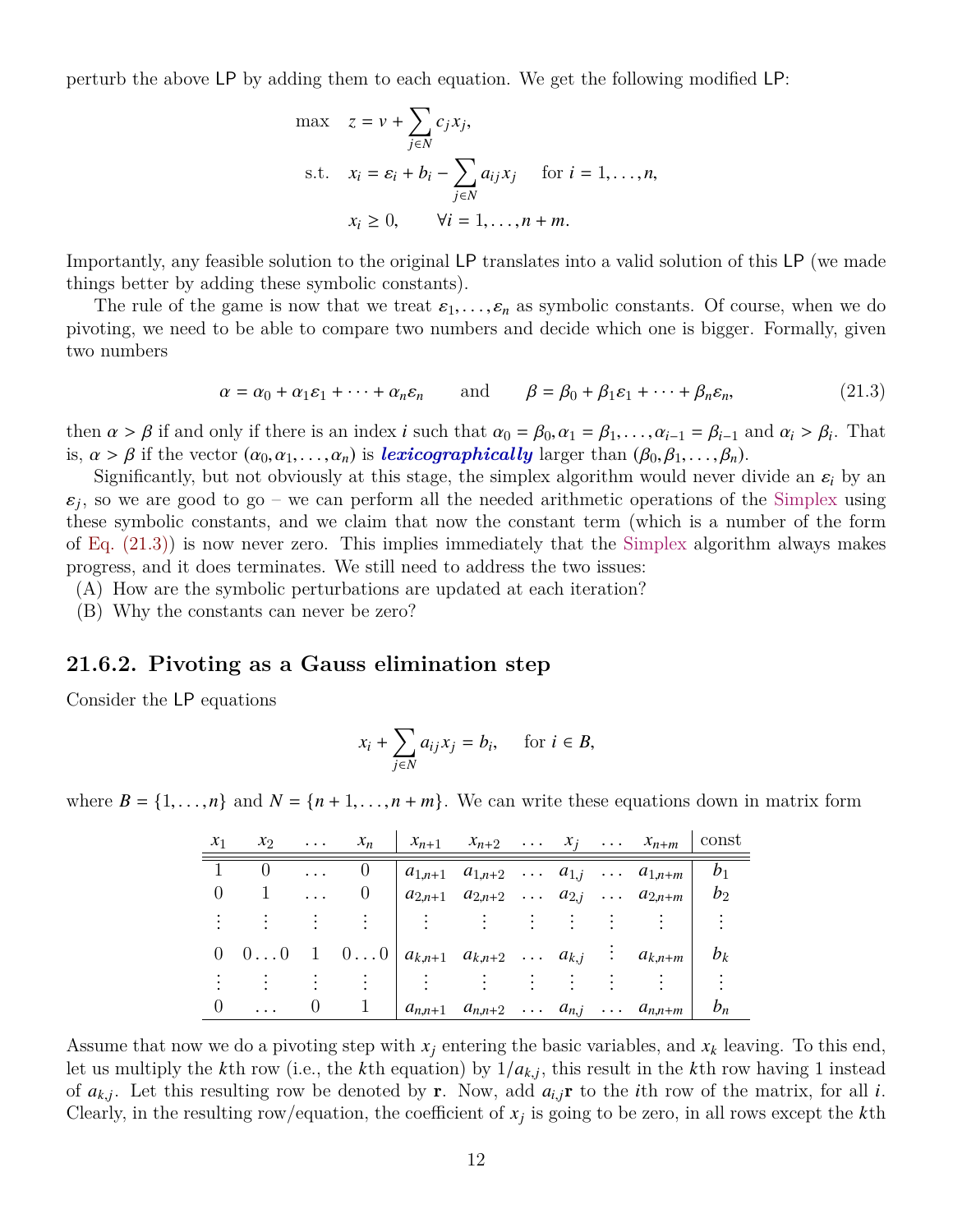perturb the above LP by adding them to each equation. We get the following modified LP:

$$
\begin{aligned}
\max \quad & z = v + \sum_{j \in N} c_j x_j, \\
\text{s.t.} \quad & x_i = \varepsilon_i + b_i - \sum_{j \in N} a_{ij} x_j \qquad \text{for } i = 1, \ldots, n, \\
& x_i \geq 0, \qquad \forall i = 1, \ldots, n+m.
\end{aligned}
$$

Importantly, any feasible solution to the original LP translates into a valid solution of this LP (we made things better by adding these symbolic constants).

The rule of the game is now that we treat $\varepsilon_1, \ldots, \varepsilon_n$ as symbolic constants. Of course, when we do pivoting, we need to be able to compare two numbers and decide which one is bigger. Formally, given two numbers

$$
\alpha = \alpha_0 + \alpha_1 \varepsilon_1 + \cdots + \alpha_n \varepsilon_n \qquad \text{and} \qquad \beta = \beta_0 + \beta_1 \varepsilon_1 + \cdots + \beta_n \varepsilon_n, \tag{21.3}
$$

then $\alpha > \beta$ if and only if there is an index $i$ such that $\alpha_0 = \beta_0, \alpha_1 = \beta_1, \ldots, \alpha_{i-1} = \beta_{i-1}$ and $\alpha_i > \beta_i$. That is, $\alpha > \beta$ if the vector $(\alpha_0, \alpha_1, \ldots, \alpha_n)$ is ***lexicographically*** larger than $(\beta_0, \beta_1, \ldots, \beta_n)$.

Significantly, but not obviously at this stage, the simplex algorithm would never divide an $\varepsilon_i$ by an $\varepsilon_j$, so we are good to go – we can perform all the needed arithmetic operations of the Simplex using these symbolic constants, and we claim that now the constant term (which is a number of the form of Eq. (21.3)) is now never zero. This implies immediately that the Simplex algorithm always makes progress, and it does terminates. We still need to address the two issues:

(A) How are the symbolic perturbations are updated at each iteration?
(B) Why the constants can never be zero?

## 21.6.2. Pivoting as a Gauss elimination step

Consider the LP equations

$$
x_i + \sum_{j \in N} a_{ij} x_j = b_i, \qquad \text{for } i \in B,
$$

where $B = \{1, \ldots, n\}$ and $N = \{n+1, \ldots, n+m\}$. We can write these equations down in matrix form

| $x_1$ | $x_2$ | $\ldots$ | $x_n$ | $x_{n+1}$ | $x_{n+2}$ | $\ldots$ | $x_j$ | $\ldots$ | $x_{n+m}$ | const |
|---|---|---|---|---|---|---|---|---|---|---|
| 1 | 0 | $\ldots$ | 0 | $a_{1,n+1}$ | $a_{1,n+2}$ | $\ldots$ | $a_{1,j}$ | $\ldots$ | $a_{1,n+m}$ | $b_1$ |
| 0 | 1 | $\ldots$ | 0 | $a_{2,n+1}$ | $a_{2,n+2}$ | $\ldots$ | $a_{2,j}$ | $\ldots$ | $a_{2,n+m}$ | $b_2$ |
| $\vdots$ | $\vdots$ | $\vdots$ | $\vdots$ | $\vdots$ | $\vdots$ | $\vdots$ | $\vdots$ | $\vdots$ | $\vdots$ | $\vdots$ |
| 0 | $0 \ldots 0$ | 1 | $0 \ldots 0$ | $a_{k,n+1}$ | $a_{k,n+2}$ | $\ldots$ | $a_{k,j}$ | $\vdots$ | $a_{k,n+m}$ | $b_k$ |
| $\vdots$ | $\vdots$ | $\vdots$ | $\vdots$ | $\vdots$ | $\vdots$ | $\vdots$ | $\vdots$ | $\vdots$ | $\vdots$ | $\vdots$ |
| 0 | $\ldots$ | 0 | 1 | $a_{n,n+1}$ | $a_{n,n+2}$ | $\ldots$ | $a_{n,j}$ | $\ldots$ | $a_{n,n+m}$ | $b_n$ |

Assume that now we do a pivoting step with $x_j$ entering the basic variables, and $x_k$ leaving. To this end, let us multiply the $k$th row (i.e., the $k$th equation) by $1/a_{k,j}$, this result in the $k$th row having 1 instead of $a_{k,j}$. Let this resulting row be denoted by $\mathbf{r}$. Now, add $a_{i,j}\mathbf{r}$ to the $i$th row of the matrix, for all $i$. Clearly, in the resulting row/equation, the coefficient of $x_j$ is going to be zero, in all rows except the $k$th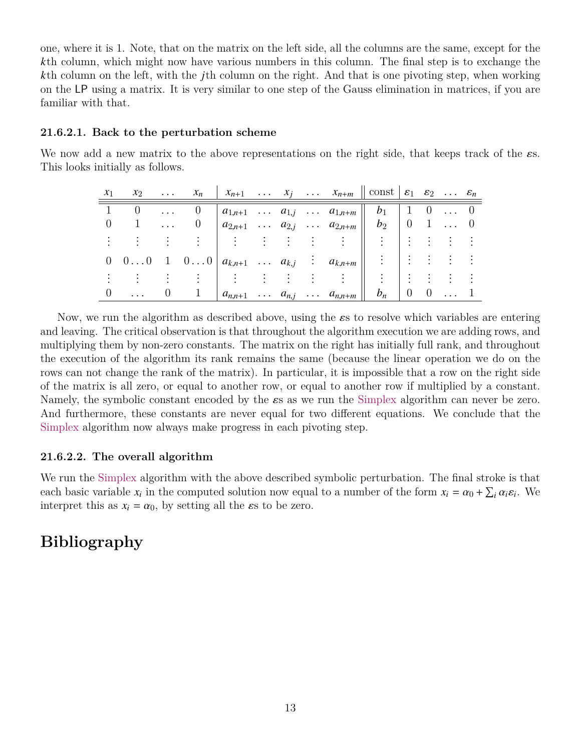one, where it is 1. Note, that on the matrix on the left side, all the columns are the same, except for the $k$th column, which might now have various numbers in this column. The final step is to exchange the $k$th column on the left, with the $j$th column on the right. And that is one pivoting step, when working on the LP using a matrix. It is very similar to one step of the Gauss elimination in matrices, if you are familiar with that.

#### 21.6.2.1. Back to the perturbation scheme

We now add a new matrix to the above representations on the right side, that keeps track of the $\varepsilon$s. This looks initially as follows.

| $x_1$ | $x_2$ | $\dots$ | $x_n$ | $x_{n+1}$ | $\dots$ | $x_j$ | $\dots$ | $x_{n+m}$ | const | $\varepsilon_1$ | $\varepsilon_2$ | $\dots$ | $\varepsilon_n$ |
|---|---|---|---|---|---|---|---|---|---|---|---|---|---|
| 1 | 0 | $\dots$ | 0 | $a_{1,n+1}$ | $\dots$ | $a_{1,j}$ | $\dots$ | $a_{1,n+m}$ | $b_1$ | 1 | 0 | $\dots$ | 0 |
| 0 | 1 | $\dots$ | 0 | $a_{2,n+1}$ | $\dots$ | $a_{2,j}$ | $\dots$ | $a_{2,n+m}$ | $b_2$ | 0 | 1 | $\dots$ | 0 |
| $\vdots$ | $\vdots$ | $\vdots$ | $\vdots$ | $\vdots$ | $\vdots$ | $\vdots$ | $\vdots$ | $\vdots$ | $\vdots$ | $\vdots$ | $\vdots$ | $\vdots$ | $\vdots$ |
| 0 | $0\dots0$ | 1 | $0\dots0$ | $a_{k,n+1}$ | $\dots$ | $a_{k,j}$ | $\vdots$ | $a_{k,n+m}$ | $\vdots$ | $\vdots$ | $\vdots$ | $\vdots$ | $\vdots$ |
| $\vdots$ | $\vdots$ | $\vdots$ | $\vdots$ | $\vdots$ | $\vdots$ | $\vdots$ | $\vdots$ | $\vdots$ | $\vdots$ | $\vdots$ | $\vdots$ | $\vdots$ | $\vdots$ |
| 0 | $\dots$ | 0 | 1 | $a_{n,n+1}$ | $\dots$ | $a_{n,j}$ | $\dots$ | $a_{n,n+m}$ | $b_n$ | 0 | 0 | $\dots$ | 1 |

Now, we run the algorithm as described above, using the $\varepsilon$s to resolve which variables are entering and leaving. The critical observation is that throughout the algorithm execution we are adding rows, and multiplying them by non-zero constants. The matrix on the right has initially full rank, and throughout the execution of the algorithm its rank remains the same (because the linear operation we do on the rows can not change the rank of the matrix). In particular, it is impossible that a row on the right side of the matrix is all zero, or equal to another row, or equal to another row if multiplied by a constant. Namely, the symbolic constant encoded by the $\varepsilon$s as we run the Simplex algorithm can never be zero. And furthermore, these constants are never equal for two different equations. We conclude that the Simplex algorithm now always make progress in each pivoting step.

#### 21.6.2.2. The overall algorithm

We run the Simplex algorithm with the above described symbolic perturbation. The final stroke is that each basic variable $x_i$ in the computed solution now equal to a number of the form $x_i = \alpha_0 + \sum_i \alpha_i \varepsilon_i$. We interpret this as $x_i = \alpha_0$, by setting all the $\varepsilon$s to be zero.

# Bibliography